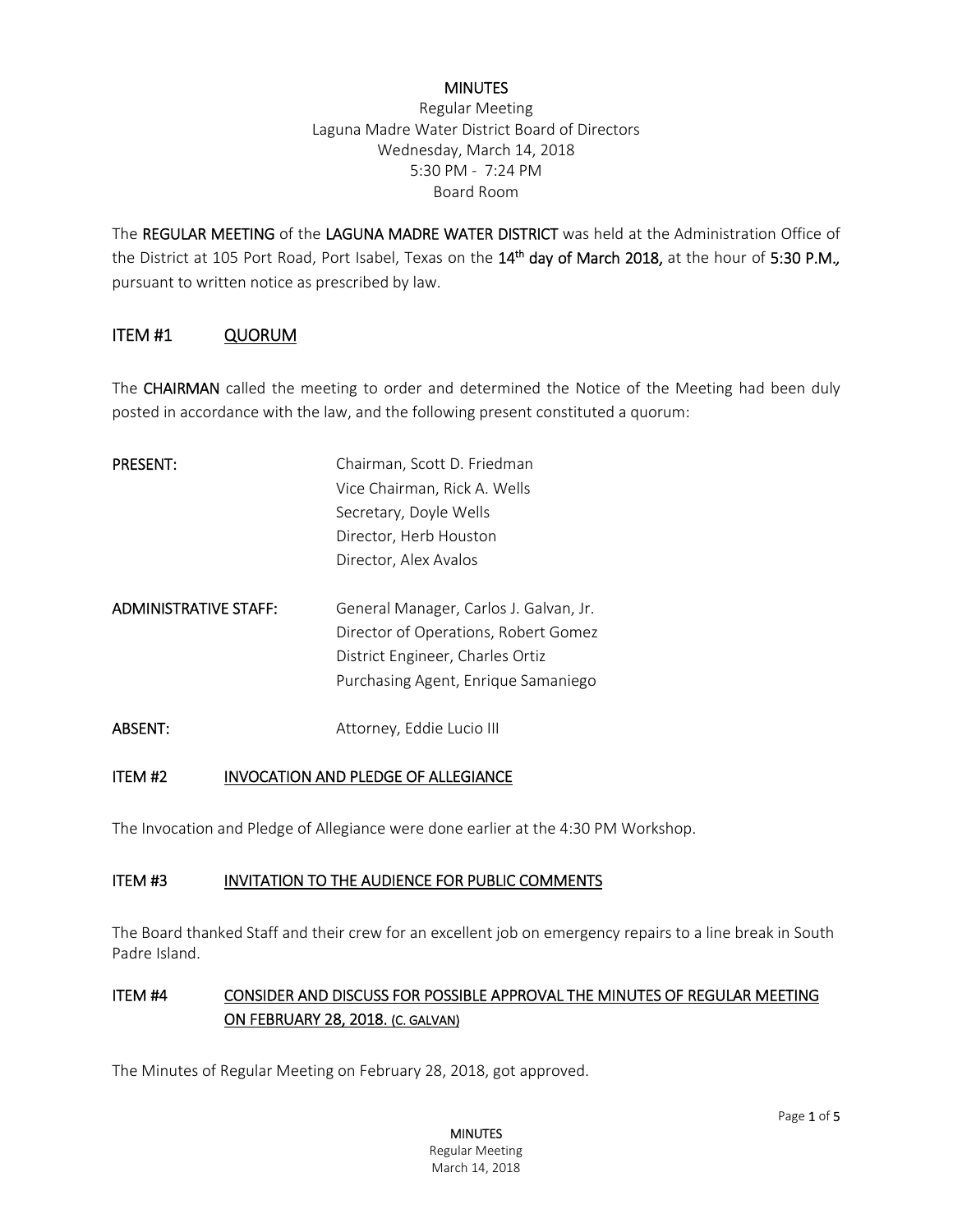# MINUTES

Regular Meeting
Laguna Madre Water District Board of Directors
Wednesday, March 14, 2018
5:30 PM - 7:24 PM
Board Room

The **REGULAR MEETING** of the **LAGUNA MADRE WATER DISTRICT** was held at the Administration Office of the District at 105 Port Road, Port Isabel, Texas on the **14th day of March 2018,** at the hour of **5:30 P.M.,** pursuant to written notice as prescribed by law.

## ITEM #1 QUORUM

The **CHAIRMAN** called the meeting to order and determined the Notice of the Meeting had been duly posted in accordance with the law, and the following present constituted a quorum:

| | |
|---|---|
| **PRESENT:** | Chairman, Scott D. Friedman |
| | Vice Chairman, Rick A. Wells |
| | Secretary, Doyle Wells |
| | Director, Herb Houston |
| | Director, Alex Avalos |
| **ADMINISTRATIVE STAFF:** | General Manager, Carlos J. Galvan, Jr. |
| | Director of Operations, Robert Gomez |
| | District Engineer, Charles Ortiz |
| | Purchasing Agent, Enrique Samaniego |
| **ABSENT:** | Attorney, Eddie Lucio III |

### ITEM #2 INVOCATION AND PLEDGE OF ALLEGIANCE

The Invocation and Pledge of Allegiance were done earlier at the 4:30 PM Workshop.

### ITEM #3 INVITATION TO THE AUDIENCE FOR PUBLIC COMMENTS

The Board thanked Staff and their crew for an excellent job on emergency repairs to a line break in South Padre Island.

### ITEM #4 CONSIDER AND DISCUSS FOR POSSIBLE APPROVAL THE MINUTES OF REGULAR MEETING ON FEBRUARY 28, 2018. (C. GALVAN)

The Minutes of Regular Meeting on February 28, 2018, got approved.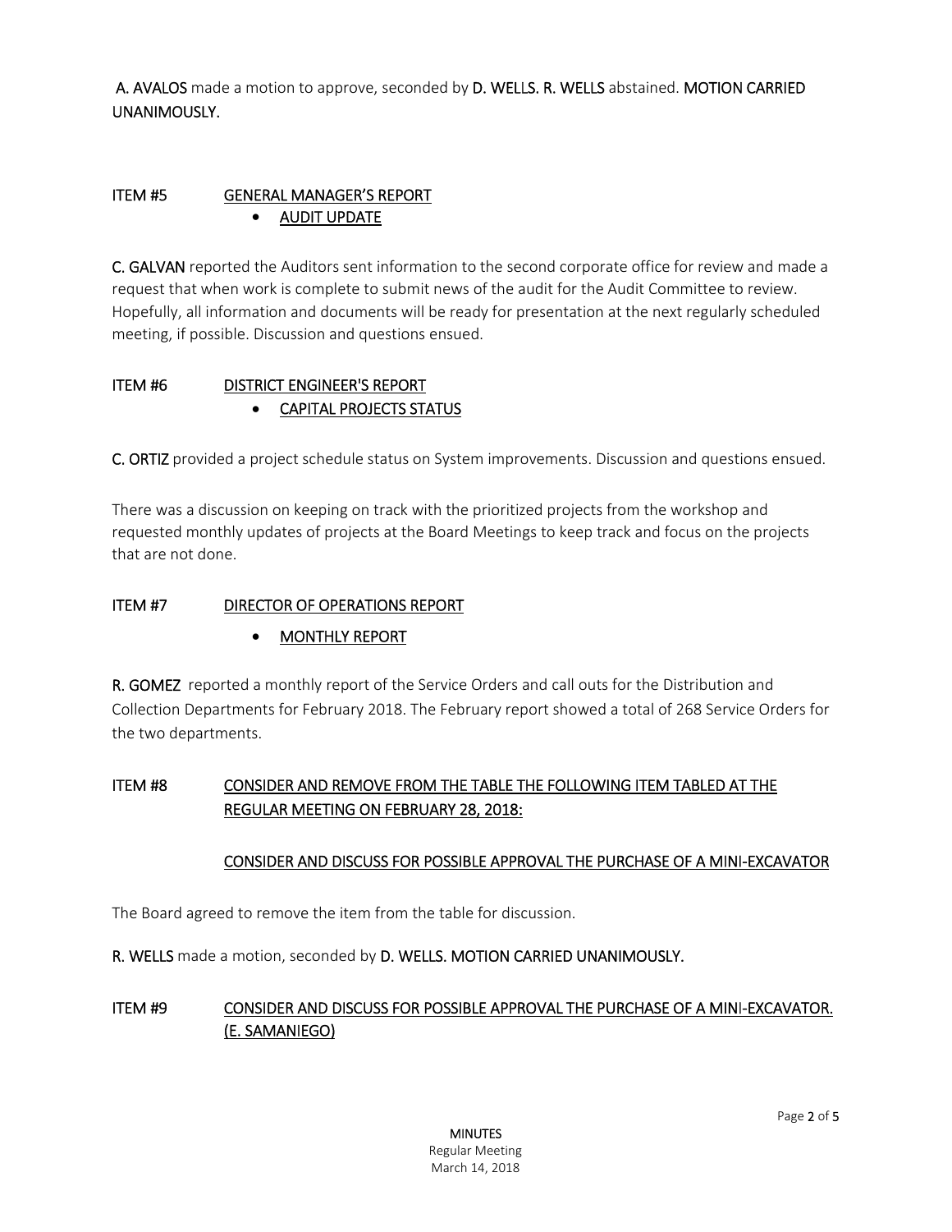**A. AVALOS** made a motion to approve, seconded by **D. WELLS. R. WELLS** abstained. **MOTION CARRIED UNANIMOUSLY.**

## ITEM #5 GENERAL MANAGER'S REPORT

- AUDIT UPDATE

**C. GALVAN** reported the Auditors sent information to the second corporate office for review and made a request that when work is complete to submit news of the audit for the Audit Committee to review. Hopefully, all information and documents will be ready for presentation at the next regularly scheduled meeting, if possible. Discussion and questions ensued.

## ITEM #6 DISTRICT ENGINEER'S REPORT

- CAPITAL PROJECTS STATUS

**C. ORTIZ** provided a project schedule status on System improvements. Discussion and questions ensued.

There was a discussion on keeping on track with the prioritized projects from the workshop and requested monthly updates of projects at the Board Meetings to keep track and focus on the projects that are not done.

## ITEM #7 DIRECTOR OF OPERATIONS REPORT

- MONTHLY REPORT

**R. GOMEZ** reported a monthly report of the Service Orders and call outs for the Distribution and Collection Departments for February 2018. The February report showed a total of 268 Service Orders for the two departments.

## ITEM #8 CONSIDER AND REMOVE FROM THE TABLE THE FOLLOWING ITEM TABLED AT THE REGULAR MEETING ON FEBRUARY 28, 2018:

CONSIDER AND DISCUSS FOR POSSIBLE APPROVAL THE PURCHASE OF A MINI-EXCAVATOR

The Board agreed to remove the item from the table for discussion.

**R. WELLS** made a motion, seconded by **D. WELLS. MOTION CARRIED UNANIMOUSLY.**

## ITEM #9 CONSIDER AND DISCUSS FOR POSSIBLE APPROVAL THE PURCHASE OF A MINI-EXCAVATOR. (E. SAMANIEGO)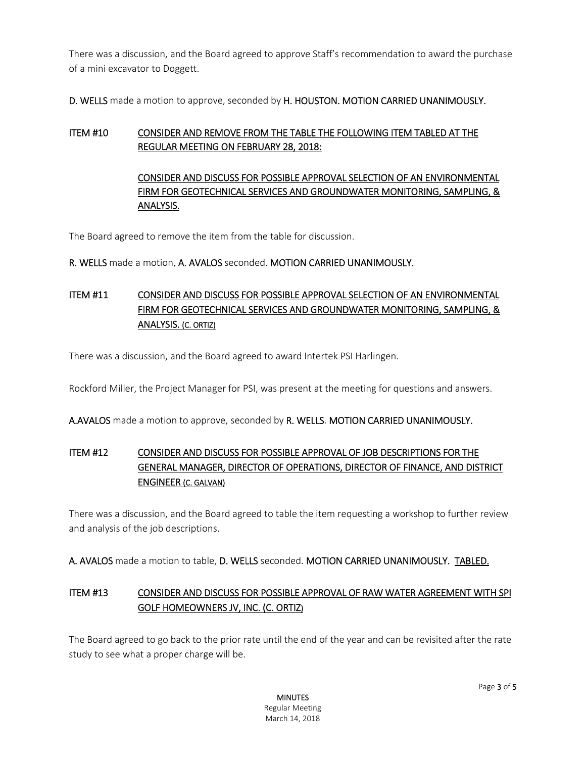There was a discussion, and the Board agreed to approve Staff's recommendation to award the purchase of a mini excavator to Doggett.

**D. WELLS** made a motion to approve, seconded by **H. HOUSTON. MOTION CARRIED UNANIMOUSLY.**

## ITEM #10 CONSIDER AND REMOVE FROM THE TABLE THE FOLLOWING ITEM TABLED AT THE REGULAR MEETING ON FEBRUARY 28, 2018:

### CONSIDER AND DISCUSS FOR POSSIBLE APPROVAL SELECTION OF AN ENVIRONMENTAL FIRM FOR GEOTECHNICAL SERVICES AND GROUNDWATER MONITORING, SAMPLING, & ANALYSIS.

The Board agreed to remove the item from the table for discussion.

**R. WELLS** made a motion, **A. AVALOS** seconded. **MOTION CARRIED UNANIMOUSLY.**

## ITEM #11 CONSIDER AND DISCUSS FOR POSSIBLE APPROVAL SELECTION OF AN ENVIRONMENTAL FIRM FOR GEOTECHNICAL SERVICES AND GROUNDWATER MONITORING, SAMPLING, & ANALYSIS. (C. ORTIZ)

There was a discussion, and the Board agreed to award Intertek PSI Harlingen.

Rockford Miller, the Project Manager for PSI, was present at the meeting for questions and answers.

**A.AVALOS** made a motion to approve, seconded by **R. WELLS. MOTION CARRIED UNANIMOUSLY.**

## ITEM #12 CONSIDER AND DISCUSS FOR POSSIBLE APPROVAL OF JOB DESCRIPTIONS FOR THE GENERAL MANAGER, DIRECTOR OF OPERATIONS, DIRECTOR OF FINANCE, AND DISTRICT ENGINEER (C. GALVAN)

There was a discussion, and the Board agreed to table the item requesting a workshop to further review and analysis of the job descriptions.

**A. AVALOS** made a motion to table, **D. WELLS** seconded. **MOTION CARRIED UNANIMOUSLY.** TABLED.

## ITEM #13 CONSIDER AND DISCUSS FOR POSSIBLE APPROVAL OF RAW WATER AGREEMENT WITH SPI GOLF HOMEOWNERS JV, INC. (C. ORTIZ)

The Board agreed to go back to the prior rate until the end of the year and can be revisited after the rate study to see what a proper charge will be.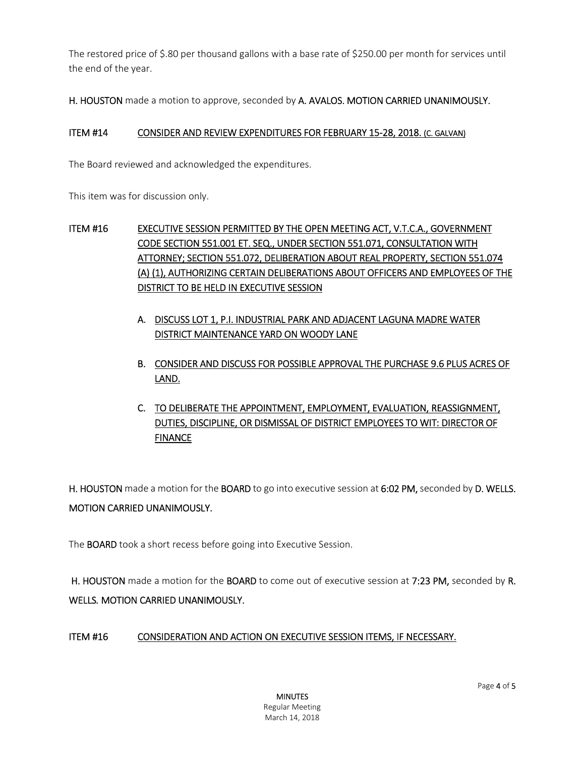The restored price of $.80 per thousand gallons with a base rate of $250.00 per month for services until the end of the year.

**H. HOUSTON** made a motion to approve, seconded by **A. AVALOS. MOTION CARRIED UNANIMOUSLY.**

**ITEM #14 CONSIDER AND REVIEW EXPENDITURES FOR FEBRUARY 15-28, 2018. (C. GALVAN)**

The Board reviewed and acknowledged the expenditures.

This item was for discussion only.

**ITEM #16 EXECUTIVE SESSION PERMITTED BY THE OPEN MEETING ACT, V.T.C.A., GOVERNMENT CODE SECTION 551.001 ET. SEQ., UNDER SECTION 551.071, CONSULTATION WITH ATTORNEY; SECTION 551.072, DELIBERATION ABOUT REAL PROPERTY, SECTION 551.074 (A) (1), AUTHORIZING CERTAIN DELIBERATIONS ABOUT OFFICERS AND EMPLOYEES OF THE DISTRICT TO BE HELD IN EXECUTIVE SESSION**

A. DISCUSS LOT 1, P.I. INDUSTRIAL PARK AND ADJACENT LAGUNA MADRE WATER DISTRICT MAINTENANCE YARD ON WOODY LANE

B. CONSIDER AND DISCUSS FOR POSSIBLE APPROVAL THE PURCHASE 9.6 PLUS ACRES OF LAND.

C. TO DELIBERATE THE APPOINTMENT, EMPLOYMENT, EVALUATION, REASSIGNMENT, DUTIES, DISCIPLINE, OR DISMISSAL OF DISTRICT EMPLOYEES TO WIT: DIRECTOR OF FINANCE

**H. HOUSTON** made a motion for the **BOARD** to go into executive session at **6:02 PM,** seconded by **D. WELLS. MOTION CARRIED UNANIMOUSLY.**

The **BOARD** took a short recess before going into Executive Session.

**H. HOUSTON** made a motion for the **BOARD** to come out of executive session at **7:23 PM,** seconded by **R. WELLS. MOTION CARRIED UNANIMOUSLY.**

**ITEM #16 CONSIDERATION AND ACTION ON EXECUTIVE SESSION ITEMS, IF NECESSARY.**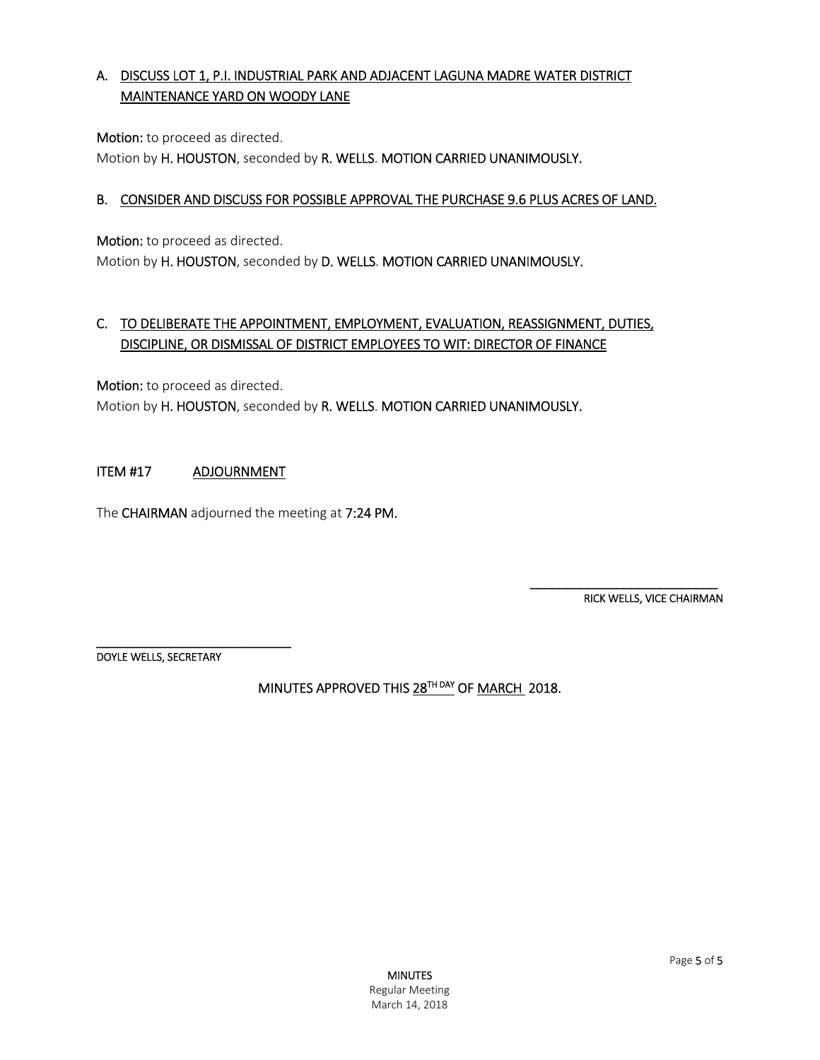A. DISCUSS LOT 1, P.I. INDUSTRIAL PARK AND ADJACENT LAGUNA MADRE WATER DISTRICT MAINTENANCE YARD ON WOODY LANE

**Motion:** to proceed as directed.
Motion by **H. HOUSTON**, seconded by **R. WELLS**. **MOTION CARRIED UNANIMOUSLY.**

B. CONSIDER AND DISCUSS FOR POSSIBLE APPROVAL THE PURCHASE 9.6 PLUS ACRES OF LAND.

**Motion:** to proceed as directed.
Motion by **H. HOUSTON**, seconded by **D. WELLS**. **MOTION CARRIED UNANIMOUSLY.**

C. TO DELIBERATE THE APPOINTMENT, EMPLOYMENT, EVALUATION, REASSIGNMENT, DUTIES, DISCIPLINE, OR DISMISSAL OF DISTRICT EMPLOYEES TO WIT: DIRECTOR OF FINANCE

**Motion:** to proceed as directed.
Motion by **H. HOUSTON**, seconded by **R. WELLS**. **MOTION CARRIED UNANIMOUSLY.**

## ITEM #17 ADJOURNMENT

The **CHAIRMAN** adjourned the meeting at **7:24 PM.**

_____________________________
RICK WELLS, VICE CHAIRMAN

_____________________________
DOYLE WELLS, SECRETARY

MINUTES APPROVED THIS 28TH DAY OF MARCH 2018.